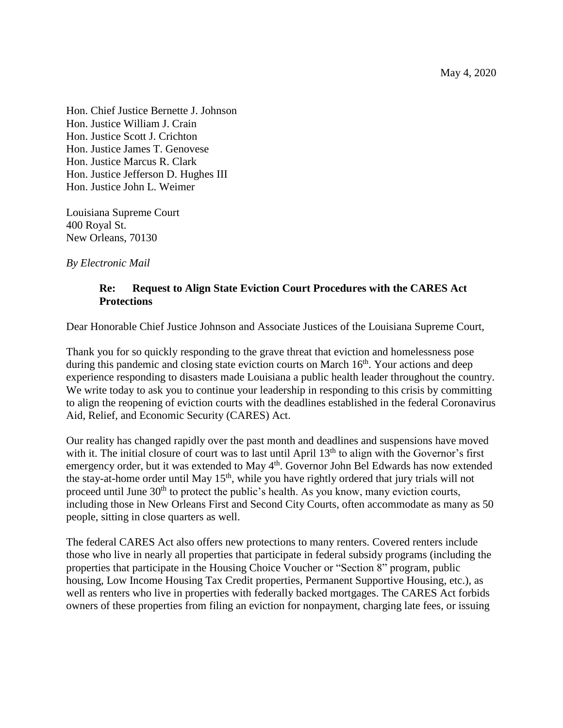May 4, 2020

Hon. Chief Justice Bernette J. Johnson
Hon. Justice William J. Crain
Hon. Justice Scott J. Crichton
Hon. Justice James T. Genovese
Hon. Justice Marcus R. Clark
Hon. Justice Jefferson D. Hughes III
Hon. Justice John L. Weimer

Louisiana Supreme Court
400 Royal St.
New Orleans, 70130

*By Electronic Mail*

**Re: Request to Align State Eviction Court Procedures with the CARES Act Protections**

Dear Honorable Chief Justice Johnson and Associate Justices of the Louisiana Supreme Court,

Thank you for so quickly responding to the grave threat that eviction and homelessness pose during this pandemic and closing state eviction courts on March 16th. Your actions and deep experience responding to disasters made Louisiana a public health leader throughout the country. We write today to ask you to continue your leadership in responding to this crisis by committing to align the reopening of eviction courts with the deadlines established in the federal Coronavirus Aid, Relief, and Economic Security (CARES) Act.

Our reality has changed rapidly over the past month and deadlines and suspensions have moved with it. The initial closure of court was to last until April 13th to align with the Governor's first emergency order, but it was extended to May 4th. Governor John Bel Edwards has now extended the stay-at-home order until May 15th, while you have rightly ordered that jury trials will not proceed until June 30th to protect the public's health. As you know, many eviction courts, including those in New Orleans First and Second City Courts, often accommodate as many as 50 people, sitting in close quarters as well.

The federal CARES Act also offers new protections to many renters. Covered renters include those who live in nearly all properties that participate in federal subsidy programs (including the properties that participate in the Housing Choice Voucher or "Section 8" program, public housing, Low Income Housing Tax Credit properties, Permanent Supportive Housing, etc.), as well as renters who live in properties with federally backed mortgages. The CARES Act forbids owners of these properties from filing an eviction for nonpayment, charging late fees, or issuing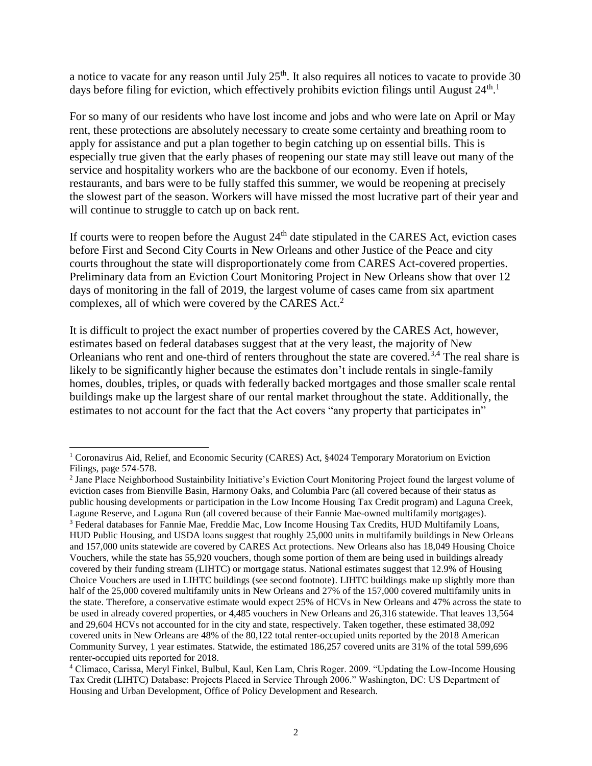a notice to vacate for any reason until July 25th. It also requires all notices to vacate to provide 30 days before filing for eviction, which effectively prohibits eviction filings until August 24th.[1]

For so many of our residents who have lost income and jobs and who were late on April or May rent, these protections are absolutely necessary to create some certainty and breathing room to apply for assistance and put a plan together to begin catching up on essential bills. This is especially true given that the early phases of reopening our state may still leave out many of the service and hospitality workers who are the backbone of our economy. Even if hotels, restaurants, and bars were to be fully staffed this summer, we would be reopening at precisely the slowest part of the season. Workers will have missed the most lucrative part of their year and will continue to struggle to catch up on back rent.

If courts were to reopen before the August 24th date stipulated in the CARES Act, eviction cases before First and Second City Courts in New Orleans and other Justice of the Peace and city courts throughout the state will disproportionately come from CARES Act-covered properties. Preliminary data from an Eviction Court Monitoring Project in New Orleans show that over 12 days of monitoring in the fall of 2019, the largest volume of cases came from six apartment complexes, all of which were covered by the CARES Act.[2]

It is difficult to project the exact number of properties covered by the CARES Act, however, estimates based on federal databases suggest that at the very least, the majority of New Orleanians who rent and one-third of renters throughout the state are covered.[3,4] The real share is likely to be significantly higher because the estimates don't include rentals in single-family homes, doubles, triples, or quads with federally backed mortgages and those smaller scale rental buildings make up the largest share of our rental market throughout the state. Additionally, the estimates to not account for the fact that the Act covers "any property that participates in"

---

[1] Coronavirus Aid, Relief, and Economic Security (CARES) Act, §4024 Temporary Moratorium on Eviction Filings, page 574-578.

[2] Jane Place Neighborhood Sustainbility Initiative's Eviction Court Monitoring Project found the largest volume of eviction cases from Bienville Basin, Harmony Oaks, and Columbia Parc (all covered because of their status as public housing developments or participation in the Low Income Housing Tax Credit program) and Laguna Creek, Lagune Reserve, and Laguna Run (all covered because of their Fannie Mae-owned multifamily mortgages).

[3] Federal databases for Fannie Mae, Freddie Mac, Low Income Housing Tax Credits, HUD Multifamily Loans, HUD Public Housing, and USDA loans suggest that roughly 25,000 units in multifamily buildings in New Orleans and 157,000 units statewide are covered by CARES Act protections. New Orleans also has 18,049 Housing Choice Vouchers, while the state has 55,920 vouchers, though some portion of them are being used in buildings already covered by their funding stream (LIHTC) or mortgage status. National estimates suggest that 12.9% of Housing Choice Vouchers are used in LIHTC buildings (see second footnote). LIHTC buildings make up slightly more than half of the 25,000 covered multifamily units in New Orleans and 27% of the 157,000 covered multifamily units in the state. Therefore, a conservative estimate would expect 25% of HCVs in New Orleans and 47% across the state to be used in already covered properties, or 4,485 vouchers in New Orleans and 26,316 statewide. That leaves 13,564 and 29,604 HCVs not accounted for in the city and state, respectively. Taken together, these estimated 38,092 covered units in New Orleans are 48% of the 80,122 total renter-occupied units reported by the 2018 American Community Survey, 1 year estimates. Statewide, the estimated 186,257 covered units are 31% of the total 599,696 renter-occupied uits reported for 2018.

[4] Climaco, Carissa, Meryl Finkel, Bulbul, Kaul, Ken Lam, Chris Roger. 2009. "Updating the Low-Income Housing Tax Credit (LIHTC) Database: Projects Placed in Service Through 2006." Washington, DC: US Department of Housing and Urban Development, Office of Policy Development and Research.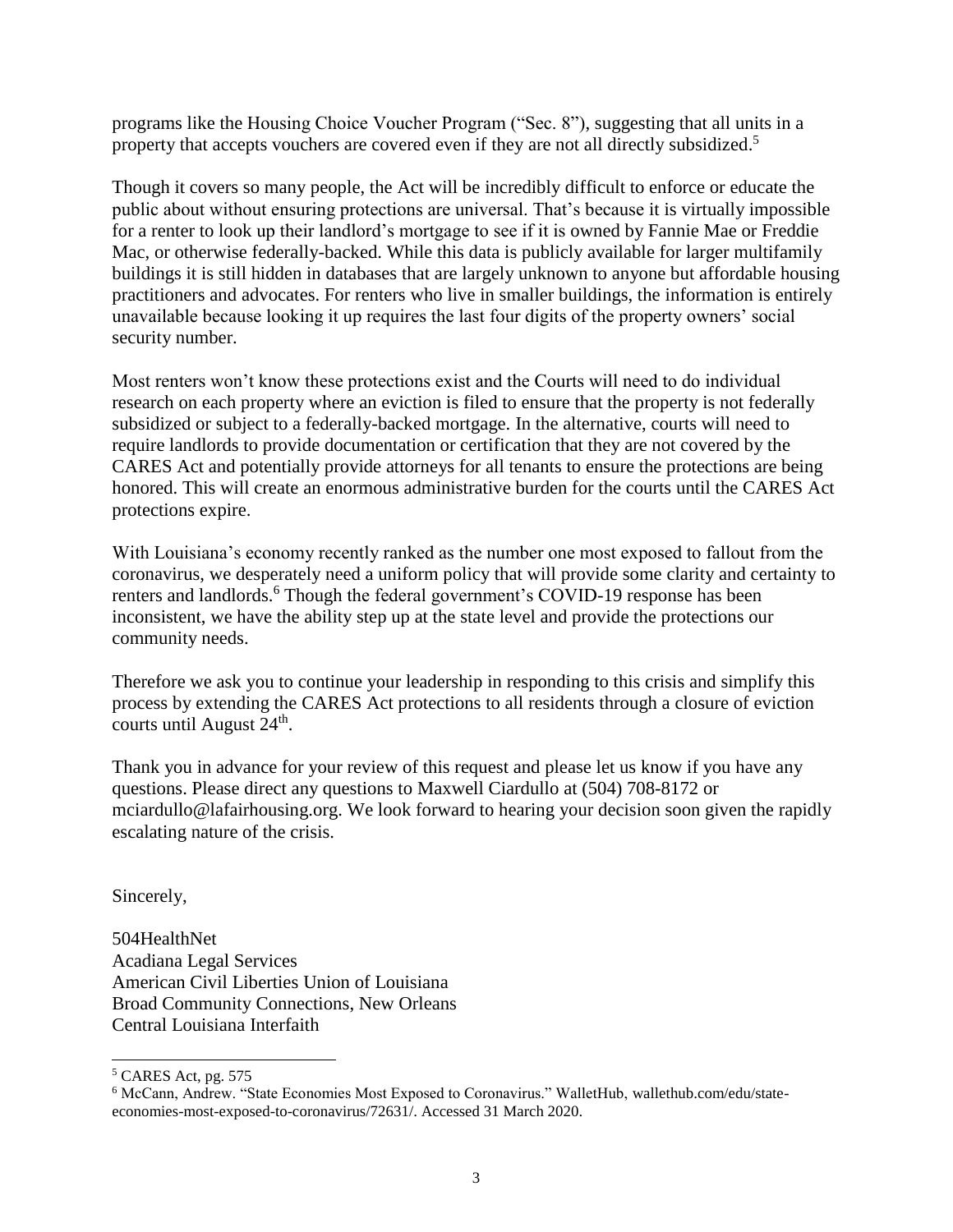programs like the Housing Choice Voucher Program ("Sec. 8"), suggesting that all units in a property that accepts vouchers are covered even if they are not all directly subsidized.[5]

Though it covers so many people, the Act will be incredibly difficult to enforce or educate the public about without ensuring protections are universal. That's because it is virtually impossible for a renter to look up their landlord's mortgage to see if it is owned by Fannie Mae or Freddie Mac, or otherwise federally-backed. While this data is publicly available for larger multifamily buildings it is still hidden in databases that are largely unknown to anyone but affordable housing practitioners and advocates. For renters who live in smaller buildings, the information is entirely unavailable because looking it up requires the last four digits of the property owners' social security number.

Most renters won't know these protections exist and the Courts will need to do individual research on each property where an eviction is filed to ensure that the property is not federally subsidized or subject to a federally-backed mortgage. In the alternative, courts will need to require landlords to provide documentation or certification that they are not covered by the CARES Act and potentially provide attorneys for all tenants to ensure the protections are being honored. This will create an enormous administrative burden for the courts until the CARES Act protections expire.

With Louisiana's economy recently ranked as the number one most exposed to fallout from the coronavirus, we desperately need a uniform policy that will provide some clarity and certainty to renters and landlords.[6] Though the federal government's COVID-19 response has been inconsistent, we have the ability step up at the state level and provide the protections our community needs.

Therefore we ask you to continue your leadership in responding to this crisis and simplify this process by extending the CARES Act protections to all residents through a closure of eviction courts until August 24th.

Thank you in advance for your review of this request and please let us know if you have any questions. Please direct any questions to Maxwell Ciardullo at (504) 708-8172 or mciardullo@lafairhousing.org. We look forward to hearing your decision soon given the rapidly escalating nature of the crisis.

Sincerely,

504HealthNet
Acadiana Legal Services
American Civil Liberties Union of Louisiana
Broad Community Connections, New Orleans
Central Louisiana Interfaith

---

[5] CARES Act, pg. 575

[6] McCann, Andrew. "State Economies Most Exposed to Coronavirus." WalletHub, wallethub.com/edu/state-economies-most-exposed-to-coronavirus/72631/. Accessed 31 March 2020.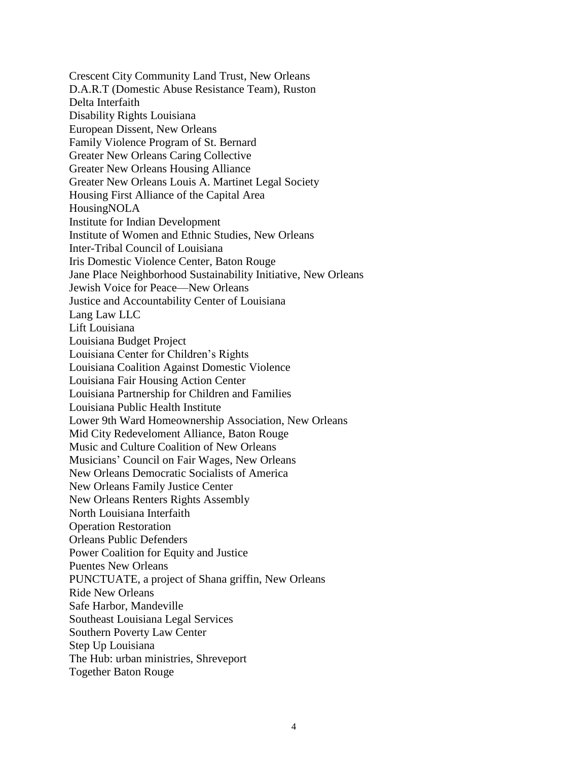Crescent City Community Land Trust, New Orleans
D.A.R.T (Domestic Abuse Resistance Team), Ruston
Delta Interfaith
Disability Rights Louisiana
European Dissent, New Orleans
Family Violence Program of St. Bernard
Greater New Orleans Caring Collective
Greater New Orleans Housing Alliance
Greater New Orleans Louis A. Martinet Legal Society
Housing First Alliance of the Capital Area
HousingNOLA
Institute for Indian Development
Institute of Women and Ethnic Studies, New Orleans
Inter-Tribal Council of Louisiana
Iris Domestic Violence Center, Baton Rouge
Jane Place Neighborhood Sustainability Initiative, New Orleans
Jewish Voice for Peace—New Orleans
Justice and Accountability Center of Louisiana
Lang Law LLC
Lift Louisiana
Louisiana Budget Project
Louisiana Center for Children's Rights
Louisiana Coalition Against Domestic Violence
Louisiana Fair Housing Action Center
Louisiana Partnership for Children and Families
Louisiana Public Health Institute
Lower 9th Ward Homeownership Association, New Orleans
Mid City Redeveloment Alliance, Baton Rouge
Music and Culture Coalition of New Orleans
Musicians' Council on Fair Wages, New Orleans
New Orleans Democratic Socialists of America
New Orleans Family Justice Center
New Orleans Renters Rights Assembly
North Louisiana Interfaith
Operation Restoration
Orleans Public Defenders
Power Coalition for Equity and Justice
Puentes New Orleans
PUNCTUATE, a project of Shana griffin, New Orleans
Ride New Orleans
Safe Harbor, Mandeville
Southeast Louisiana Legal Services
Southern Poverty Law Center
Step Up Louisiana
The Hub: urban ministries, Shreveport
Together Baton Rouge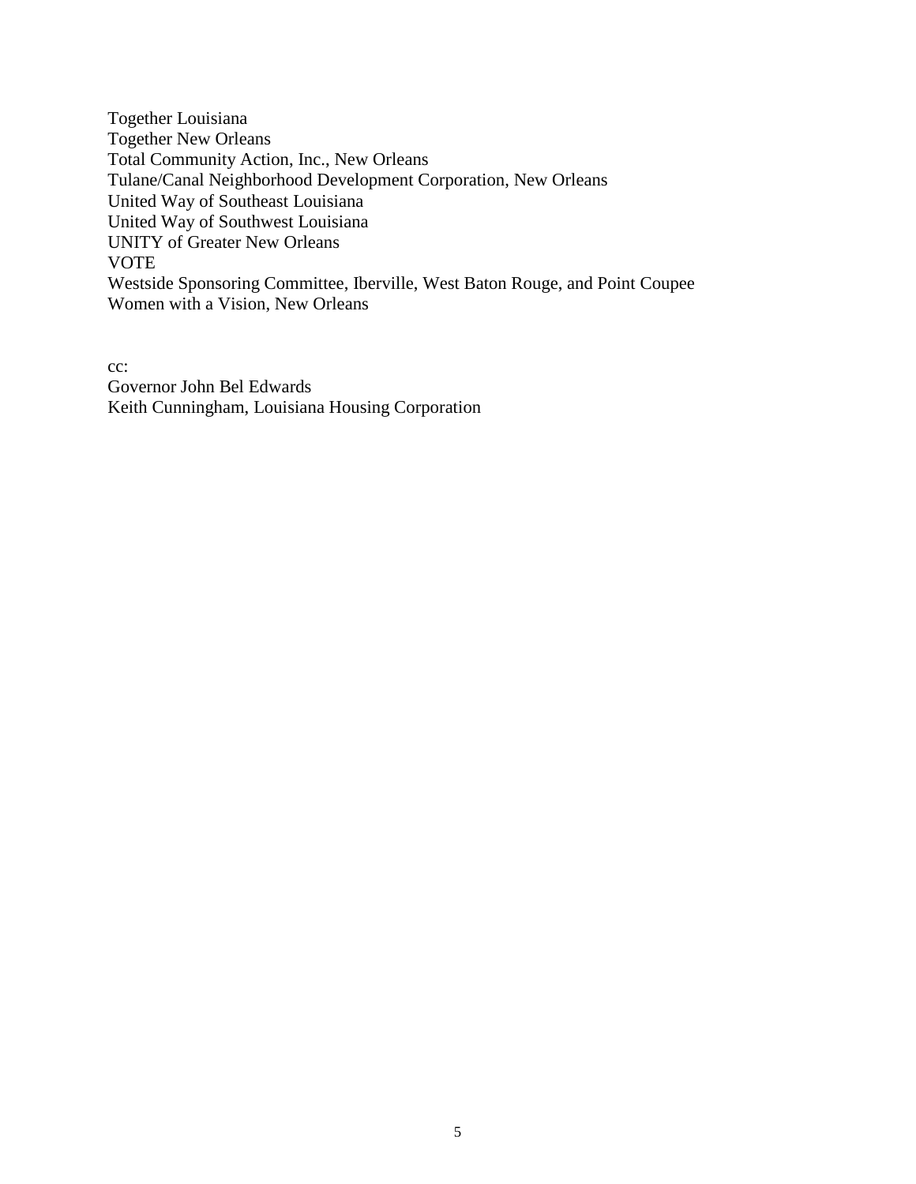Together Louisiana
Together New Orleans
Total Community Action, Inc., New Orleans
Tulane/Canal Neighborhood Development Corporation, New Orleans
United Way of Southeast Louisiana
United Way of Southwest Louisiana
UNITY of Greater New Orleans
VOTE
Westside Sponsoring Committee, Iberville, West Baton Rouge, and Point Coupee
Women with a Vision, New Orleans

cc:
Governor John Bel Edwards
Keith Cunningham, Louisiana Housing Corporation